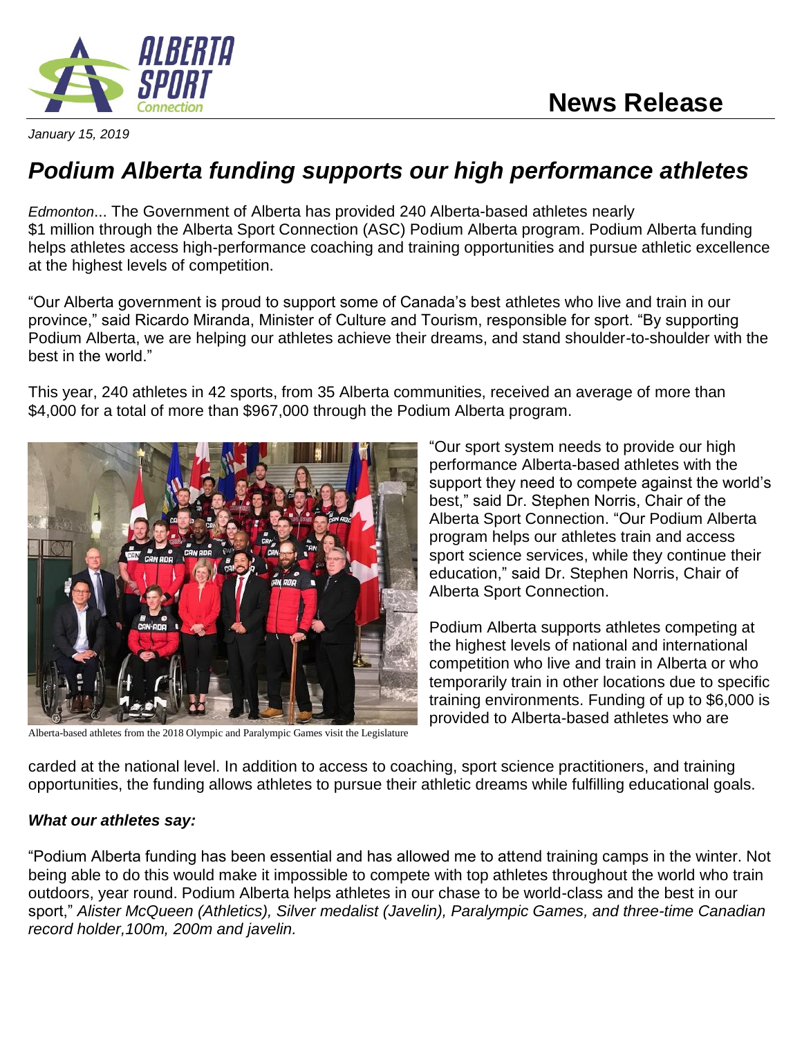News Release

*January 15, 2019*

# *Podium Alberta funding supports our high performance athletes*

*Edmonton*... The Government of Alberta has provided 240 Alberta-based athletes nearly $1 million through the Alberta Sport Connection (ASC) Podium Alberta program. Podium Alberta funding helps athletes access high-performance coaching and training opportunities and pursue athletic excellence at the highest levels of competition.

"Our Alberta government is proud to support some of Canada's best athletes who live and train in our province," said Ricardo Miranda, Minister of Culture and Tourism, responsible for sport. "By supporting Podium Alberta, we are helping our athletes achieve their dreams, and stand shoulder-to-shoulder with the best in the world."

This year, 240 athletes in 42 sports, from 35 Alberta communities, received an average of more than $4,000 for a total of more than $967,000 through the Podium Alberta program.

Alberta-based athletes from the 2018 Olympic and Paralympic Games visit the Legislature

"Our sport system needs to provide our high performance Alberta-based athletes with the support they need to compete against the world's best," said Dr. Stephen Norris, Chair of the Alberta Sport Connection. "Our Podium Alberta program helps our athletes train and access sport science services, while they continue their education," said Dr. Stephen Norris, Chair of Alberta Sport Connection.

Podium Alberta supports athletes competing at the highest levels of national and international competition who live and train in Alberta or who temporarily train in other locations due to specific training environments. Funding of up to $6,000 is provided to Alberta-based athletes who are carded at the national level. In addition to access to coaching, sport science practitioners, and training opportunities, the funding allows athletes to pursue their athletic dreams while fulfilling educational goals.

***What our athletes say:***

"Podium Alberta funding has been essential and has allowed me to attend training camps in the winter. Not being able to do this would make it impossible to compete with top athletes throughout the world who train outdoors, year round. Podium Alberta helps athletes in our chase to be world-class and the best in our sport," *Alister McQueen (Athletics), Silver medalist (Javelin), Paralympic Games, and three-time Canadian record holder,100m, 200m and javelin.*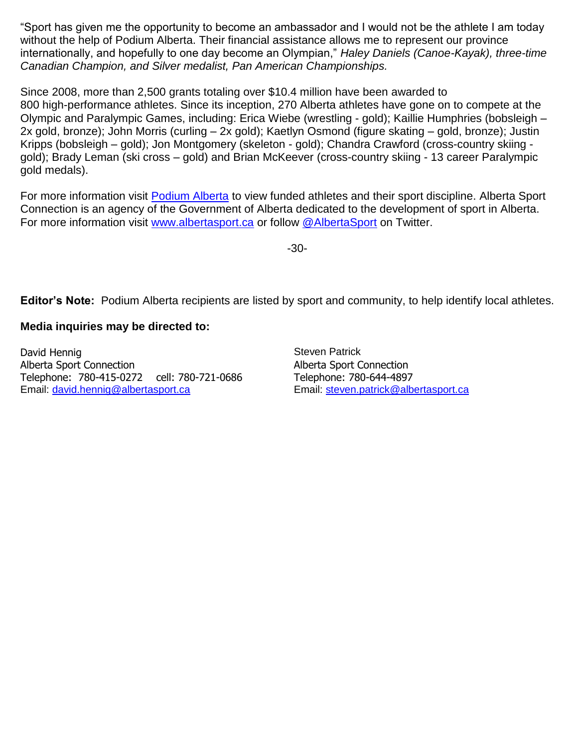"Sport has given me the opportunity to become an ambassador and I would not be the athlete I am today without the help of Podium Alberta. Their financial assistance allows me to represent our province internationally, and hopefully to one day become an Olympian," *Haley Daniels (Canoe-Kayak), three-time Canadian Champion, and Silver medalist, Pan American Championships.*

Since 2008, more than 2,500 grants totaling over $10.4 million have been awarded to 800 high-performance athletes. Since its inception, 270 Alberta athletes have gone on to compete at the Olympic and Paralympic Games, including: Erica Wiebe (wrestling - gold); Kaillie Humphries (bobsleigh – 2x gold, bronze); John Morris (curling – 2x gold); Kaetlyn Osmond (figure skating – gold, bronze); Justin Kripps (bobsleigh – gold); Jon Montgomery (skeleton - gold); Chandra Crawford (cross-country skiing - gold); Brady Leman (ski cross – gold) and Brian McKeever (cross-country skiing - 13 career Paralympic gold medals).

For more information visit Podium Alberta to view funded athletes and their sport discipline. Alberta Sport Connection is an agency of the Government of Alberta dedicated to the development of sport in Alberta. For more information visit www.albertasport.ca or follow @AlbertaSport on Twitter.

-30-

**Editor's Note:** Podium Alberta recipients are listed by sport and community, to help identify local athletes.

**Media inquiries may be directed to:**

David Hennig
Alberta Sport Connection
Telephone: 780-415-0272 cell: 780-721-0686
Email: david.hennig@albertasport.ca

Steven Patrick
Alberta Sport Connection
Telephone: 780-644-4897
Email: steven.patrick@albertasport.ca